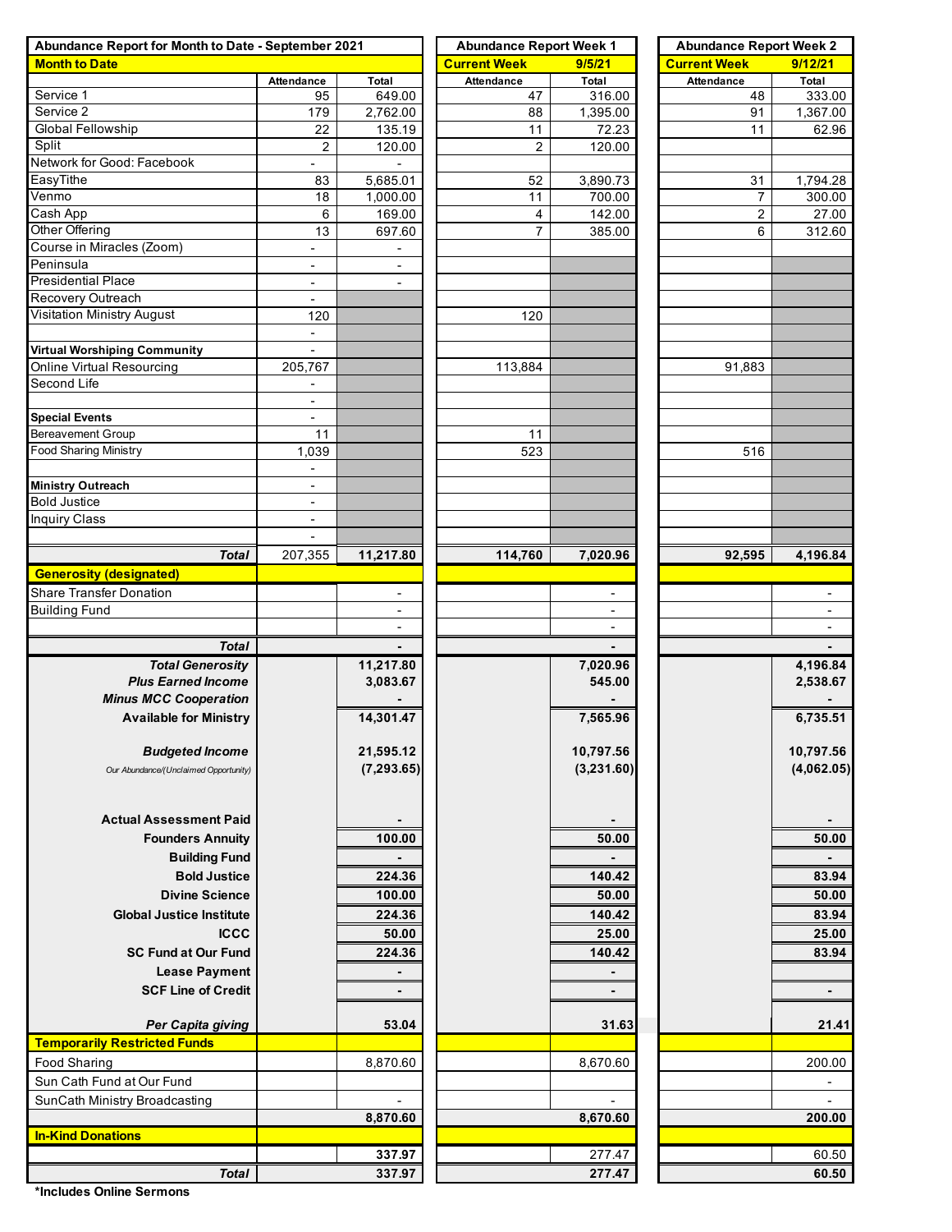| Abundance Report for Month to Date - September 2021 | | | Abundance Report Week 1 | | Abundance Report Week 2 | |
|---|---|---|---|---|---|---|
| **Month to Date** | | | **Current Week** | **9/5/21** | **Current Week** | **9/12/21** |
| | Attendance | Total | Attendance | Total | Attendance | Total |
| Service 1 | 95 | 649.00 | 47 | 316.00 | 48 | 333.00 |
| Service 2 | 179 | 2,762.00 | 88 | 1,395.00 | 91 | 1,367.00 |
| Global Fellowship | 22 | 135.19 | 11 | 72.23 | 11 | 62.96 |
| Split | 2 | 120.00 | 2 | 120.00 | | |
| Network for Good: Facebook | - | - | | | | |
| EasyTithe | 83 | 5,685.01 | 52 | 3,890.73 | 31 | 1,794.28 |
| Venmo | 18 | 1,000.00 | 11 | 700.00 | 7 | 300.00 |
| Cash App | 6 | 169.00 | 4 | 142.00 | 2 | 27.00 |
| Other Offering | 13 | 697.60 | 7 | 385.00 | 6 | 312.60 |
| Course in Miracles (Zoom) | - | - | | | | |
| Peninsula | - | - | | | | |
| Presidential Place | - | - | | | | |
| Recovery Outreach | - | | | | | |
| Visitation Ministry August | 120 | | 120 | | | |
| | - | | | | | |
| **Virtual Worshiping Community** | - | | | | | |
| Online Virtual Resourcing | 205,767 | | 113,884 | | 91,883 | |
| Second Life | - | | | | | |
| | - | | | | | |
| **Special Events** | - | | | | | |
| Bereavement Group | 11 | | 11 | | | |
| Food Sharing Ministry | 1,039 | | 523 | | 516 | |
| | - | | | | | |
| **Ministry Outreach** | - | | | | | |
| Bold Justice | - | | | | | |
| Inquiry Class | - | | | | | |
| | - | | | | | |
| ***Total*** | 207,355 | **11,217.80** | **114,760** | **7,020.96** | **92,595** | **4,196.84** |
| **Generosity (designated)** | | | | | | |
| Share Transfer Donation | | - | | - | | - |
| Building Fund | | - | | - | | - |
| | | - | | - | | - |
| ***Total*** | | **-** | | **-** | | **-** |
| ***Total Generosity*** | | **11,217.80** | | **7,020.96** | | **4,196.84** |
| ***Plus Earned Income*** | | **3,083.67** | | **545.00** | | **2,538.67** |
| ***Minus MCC Cooperation*** | | **-** | | **-** | | **-** |
| **Available for Ministry** | | **14,301.47** | | **7,565.96** | | **6,735.51** |
| ***Budgeted Income*** | | **21,595.12** | | **10,797.56** | | **10,797.56** |
| *Our Abundance/(Unclaimed Opportunity)* | | **(7,293.65)** | | **(3,231.60)** | | **(4,062.05)** |
| **Actual Assessment Paid** | | **-** | | **-** | | **-** |
| **Founders Annuity** | | **100.00** | | **50.00** | | **50.00** |
| **Building Fund** | | **-** | | **-** | | **-** |
| **Bold Justice** | | **224.36** | | **140.42** | | **83.94** |
| **Divine Science** | | **100.00** | | **50.00** | | **50.00** |
| **Global Justice Institute** | | **224.36** | | **140.42** | | **83.94** |
| **ICCC** | | **50.00** | | **25.00** | | **25.00** |
| **SC Fund at Our Fund** | | **224.36** | | **140.42** | | **83.94** |
| **Lease Payment** | | **-** | | **-** | | |
| **SCF Line of Credit** | | **-** | | **-** | | **-** |
| ***Per Capita giving*** | | **53.04** | | **31.63** | | **21.41** |
| **Temporarily Restricted Funds** | | | | | | |
| Food Sharing | | 8,870.60 | | 8,670.60 | | 200.00 |
| Sun Cath Fund at Our Fund | | | | | | - |
| SunCath Ministry Broadcasting | | - | | - | | - |
| | | **8,870.60** | | **8,670.60** | | **200.00** |
| **In-Kind Donations** | | | | | | |
| | | **337.97** | | 277.47 | | 60.50 |
| ***Total*** | | **337.97** | | **277.47** | | **60.50** |

**\*Includes Online Sermons**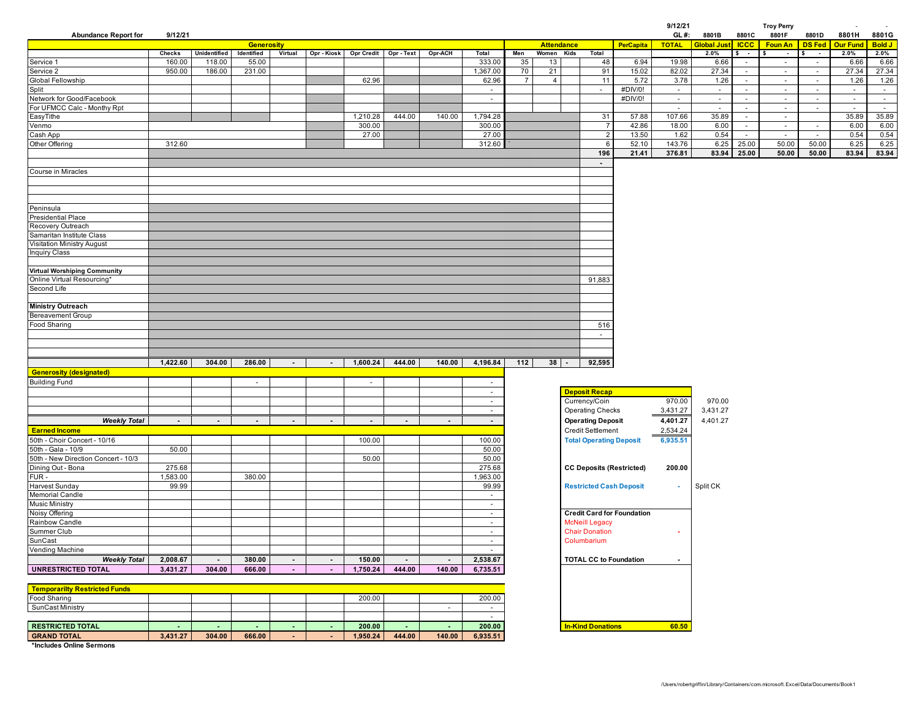| Abundance Report for | 9/12/21 | | | | | | | | | | | | | | | 9/12/21 | | | Troy Perry | | - | - |
|---|---|---|---|---|---|---|---|---|---|---|---|---|---|---|---|---|---|---|---|---|---|---|
| | | | | | | | | | | | | | | | | GL #: | 8801B | 8801C | 8801F | 8801D | 8801H | 8801G |
| | Generosity | | | | | | | | | Attendance | | | | PerCapita | TOTAL | Global Just | ICCC | Foun An | DS Fed | Our Fund | Bold J |
| | Checks | Unidentified | Identified | Virtual | Opr - Kiosk | Opr Credit | Opr - Text | Opr-ACH | Total | Men | Women | Kids | Total | | | 2.0% | $ - | $ - | $ - | 2.0% | 2.0% |
| Service 1 | 160.00 | 118.00 | 55.00 | | | | | | 333.00 | 35 | 13 | | 48 | 6.94 | 19.98 | 6.66 | - | - | - | 6.66 | 6.66 |
| Service 2 | 950.00 | 186.00 | 231.00 | | | | | | 1,367.00 | 70 | 21 | | 91 | 15.02 | 82.02 | 27.34 | - | - | - | 27.34 | 27.34 |
| Global Fellowship | | | | | | 62.96 | | | 62.96 | 7 | 4 | | 11 | 5.72 | 3.78 | 1.26 | - | - | - | 1.26 | 1.26 |
| Split | | | | | | | | | - | | | | - | #DIV/0! | - | - | - | - | - | - | - |
| Network for Good/Facebook | | | | | | | | | - | | | | | #DIV/0! | - | - | - | - | - | - | - |
| For UFMCC Calc - Monthy Rpt | | | | | | | | | | | | | | | - | - | - | - | - | - | - |
| EasyTithe | | | | | | 1,210.28 | 444.00 | 140.00 | 1,794.28 | | | | 31 | 57.88 | 107.66 | 35.89 | - | - | | 35.89 | 35.89 |
| Venmo | | | | | | 300.00 | | | 300.00 | | | | 7 | 42.86 | 18.00 | 6.00 | - | - | - | 6.00 | 6.00 |
| Cash App | | | | | | 27.00 | | | 27.00 | | | | 2 | 13.50 | 1.62 | 0.54 | - | - | - | 0.54 | 0.54 |
| Other Offering | 312.60 | | | | | | | | 312.60 | | | | 6 | 52.10 | 143.76 | 6.25 | 25.00 | 50.00 | 50.00 | 6.25 | 6.25 |
| | | | | | | | | | | | | | 196 | 21.41 | 376.81 | 83.94 | 25.00 | 50.00 | 50.00 | 83.94 | 83.94 |
| | | | | | | | | | | | | | - | | | | | | | | |
| Course in Miracles | | | | | | | | | | | | | | | | | | | | | |
| Peninsula | | | | | | | | | | | | | | | | | | | | | |
| Presidential Place | | | | | | | | | | | | | | | | | | | | | |
| Recovery Outreach | | | | | | | | | | | | | | | | | | | | | |
| Samaritan Institute Class | | | | | | | | | | | | | | | | | | | | | |
| Visitation Ministry August | | | | | | | | | | | | | | | | | | | | | |
| Inquiry Class | | | | | | | | | | | | | | | | | | | | | |
| **Virtual Worshiping Community** | | | | | | | | | | | | | | | | | | | | | |
| Online Virtual Resourcing* | | | | | | | | | | | | | 91,883 | | | | | | | | |
| Second Life | | | | | | | | | | | | | | | | | | | | | |
| **Ministry Outreach** | | | | | | | | | | | | | | | | | | | | | |
| Bereavement Group | | | | | | | | | | | | | | | | | | | | | |
| Food Sharing | | | | | | | | | | | | | 516 | | | | | | | | |
| | | | | | | | | | | | | | - | | | | | | | | |
| | 1,422.60 | 304.00 | 286.00 | - | - | 1,600.24 | 444.00 | 140.00 | 4,196.84 | 112 | 38 | - | 92,595 | | | | | | | | |

| Generosity (designated) | Checks | Unidentified | Identified | Virtual | Opr - Kiosk | Opr Credit | Opr - Text | Opr-ACH | Total |
|---|---|---|---|---|---|---|---|---|---|
| Building Fund | | | - | | | - | | | - |
| | | | | | | | | | - |
| | | | | | | | | | - |
| | | | | | | | | | - |
| *Weekly Total* | - | - | - | - | - | - | - | - | - |
| **Earned Income** | | | | | | | | | |
| 50th - Choir Concert - 10/16 | | | | | | 100.00 | | | 100.00 |
| 50th - Gala - 10/9 | 50.00 | | | | | | | | 50.00 |
| 50th - New Direction Concert - 10/3 | | | | | | 50.00 | | | 50.00 |
| Dining Out - Bona | 275.68 | | | | | | | | 275.68 |
| FUR - | 1,583.00 | | 380.00 | | | | | | 1,963.00 |
| Harvest Sunday | 99.99 | | | | | | | | 99.99 |
| Memorial Candle | | | | | | | | | - |
| Music Ministry | | | | | | | | | - |
| Noisy Offering | | | | | | | | | - |
| Rainbow Candle | | | | | | | | | - |
| Summer Club | | | | | | | | | - |
| SunCast | | | | | | | | | - |
| Vending Machine | | | | | | | | | - |
| *Weekly Total* | 2,008.67 | - | 380.00 | - | - | 150.00 | - | - | 2,538.67 |
| **UNRESTRICTED TOTAL** | 3,431.27 | 304.00 | 666.00 | - | - | 1,750.24 | 444.00 | 140.00 | 6,735.51 |
| **Temporarilty Restricted Funds** | | | | | | | | | |
| Food Sharing | | | | | | 200.00 | | | 200.00 |
| SunCast Ministry | | | | | | | | - | - |
| | | | | | | | | | - |
| **RESTRICTED TOTAL** | - | - | - | - | - | 200.00 | - | - | 200.00 |
| **GRAND TOTAL** | 3,431.27 | 304.00 | 666.00 | - | - | 1,950.24 | 444.00 | 140.00 | 6,935.51 |

*Includes Online Sermons

| Deposit Recap | | |
|---|---|---|
| Currency/Coin | 970.00 | 970.00 |
| Operating Checks | 3,431.27 | 3,431.27 |
| **Operating Deposit** | 4,401.27 | 4,401.27 |
| Credit Settlement | 2,534.24 | |
| **Total Operating Deposit** | 6,935.51 | |
| **CC Deposits (Restricted)** | 200.00 | |
| **Restricted Cash Deposit** | - | Split CK |
| **Credit Card for Foundation** | | |
| McNeill Legacy | | |
| Chair Donation | - | |
| Columbarium | | |
| **TOTAL CC to Foundation** | - | |
| **In-Kind Donations** | 60.50 | |